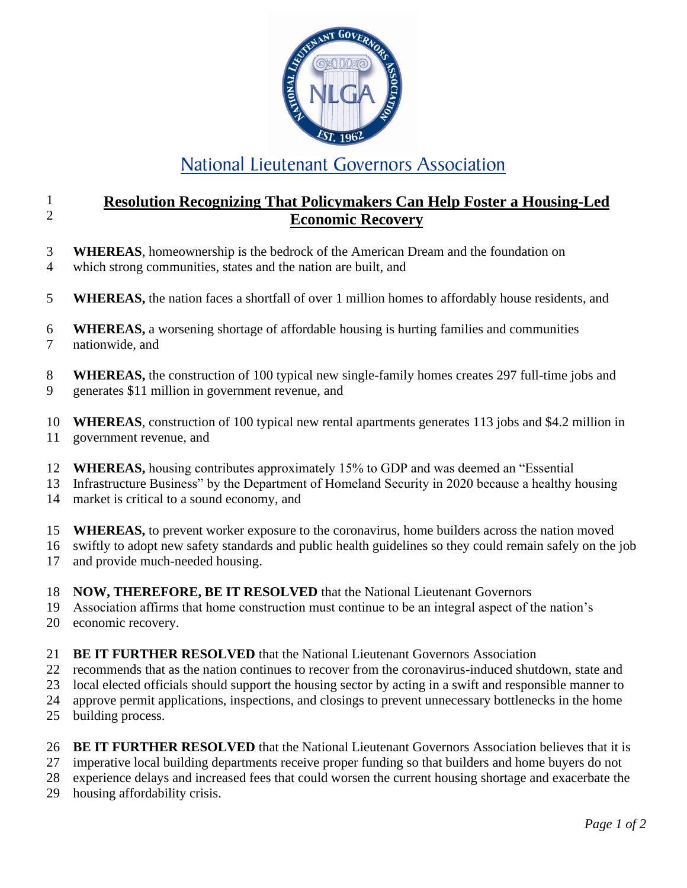National Lieutenant Governors Association

# Resolution Recognizing That Policymakers Can Help Foster a Housing-Led Economic Recovery

**WHEREAS**, homeownership is the bedrock of the American Dream and the foundation on which strong communities, states and the nation are built, and

**WHEREAS,** the nation faces a shortfall of over 1 million homes to affordably house residents, and

**WHEREAS,** a worsening shortage of affordable housing is hurting families and communities nationwide, and

**WHEREAS,** the construction of 100 typical new single-family homes creates 297 full-time jobs and generates $11 million in government revenue, and

**WHEREAS**, construction of 100 typical new rental apartments generates 113 jobs and $4.2 million in government revenue, and

**WHEREAS,** housing contributes approximately 15% to GDP and was deemed an "Essential Infrastructure Business" by the Department of Homeland Security in 2020 because a healthy housing market is critical to a sound economy, and

**WHEREAS,** to prevent worker exposure to the coronavirus, home builders across the nation moved swiftly to adopt new safety standards and public health guidelines so they could remain safely on the job and provide much-needed housing.

**NOW, THEREFORE, BE IT RESOLVED** that the National Lieutenant Governors Association affirms that home construction must continue to be an integral aspect of the nation's economic recovery.

**BE IT FURTHER RESOLVED** that the National Lieutenant Governors Association recommends that as the nation continues to recover from the coronavirus-induced shutdown, state and local elected officials should support the housing sector by acting in a swift and responsible manner to approve permit applications, inspections, and closings to prevent unnecessary bottlenecks in the home building process.

**BE IT FURTHER RESOLVED** that the National Lieutenant Governors Association believes that it is imperative local building departments receive proper funding so that builders and home buyers do not experience delays and increased fees that could worsen the current housing shortage and exacerbate the housing affordability crisis.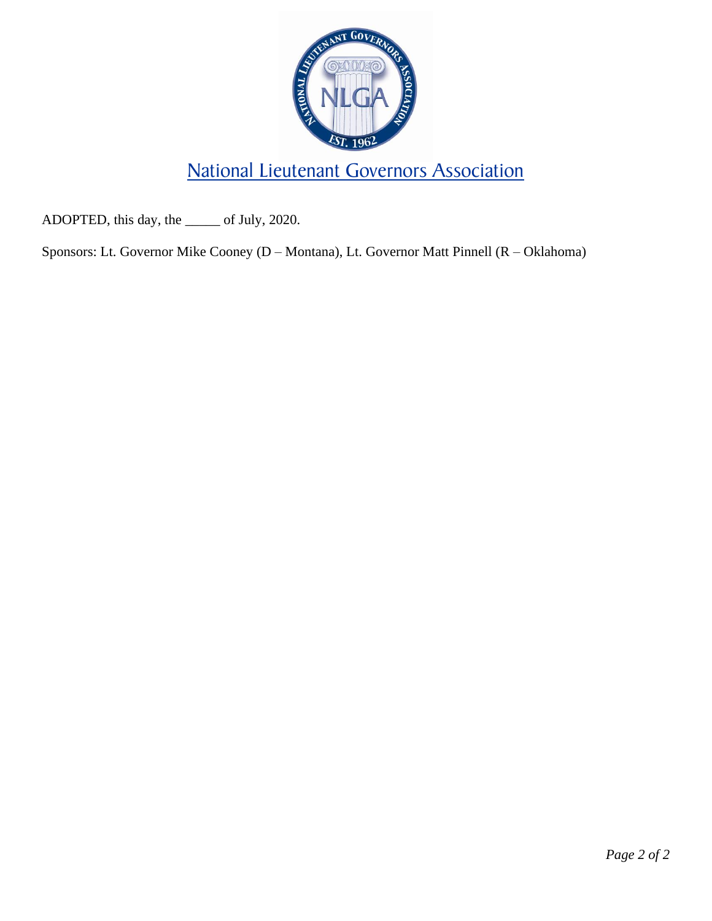National Lieutenant Governors Association

ADOPTED, this day, the _____ of July, 2020.

Sponsors: Lt. Governor Mike Cooney (D – Montana), Lt. Governor Matt Pinnell (R – Oklahoma)